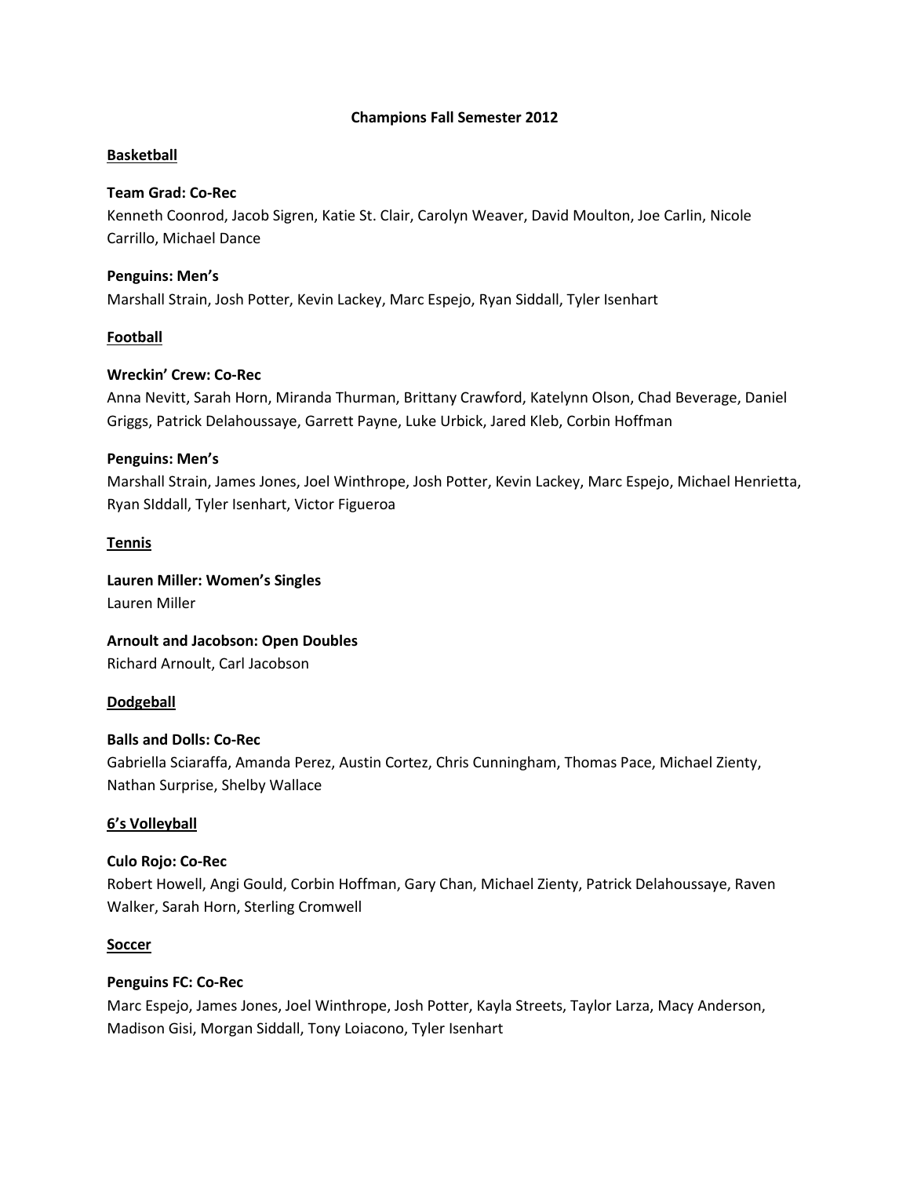# Champions Fall Semester 2012

## Basketball

**Team Grad: Co-Rec**

Kenneth Coonrod, Jacob Sigren, Katie St. Clair, Carolyn Weaver, David Moulton, Joe Carlin, Nicole Carrillo, Michael Dance

**Penguins: Men's**

Marshall Strain, Josh Potter, Kevin Lackey, Marc Espejo, Ryan Siddall, Tyler Isenhart

## Football

**Wreckin' Crew: Co-Rec**

Anna Nevitt, Sarah Horn, Miranda Thurman, Brittany Crawford, Katelynn Olson, Chad Beverage, Daniel Griggs, Patrick Delahoussaye, Garrett Payne, Luke Urbick, Jared Kleb, Corbin Hoffman

**Penguins: Men's**

Marshall Strain, James Jones, Joel Winthrope, Josh Potter, Kevin Lackey, Marc Espejo, Michael Henrietta, Ryan SIddall, Tyler Isenhart, Victor Figueroa

## Tennis

**Lauren Miller: Women's Singles**

Lauren Miller

**Arnoult and Jacobson: Open Doubles**

Richard Arnoult, Carl Jacobson

## Dodgeball

**Balls and Dolls: Co-Rec**

Gabriella Sciaraffa, Amanda Perez, Austin Cortez, Chris Cunningham, Thomas Pace, Michael Zienty, Nathan Surprise, Shelby Wallace

## 6's Volleyball

**Culo Rojo: Co-Rec**

Robert Howell, Angi Gould, Corbin Hoffman, Gary Chan, Michael Zienty, Patrick Delahoussaye, Raven Walker, Sarah Horn, Sterling Cromwell

## Soccer

**Penguins FC: Co-Rec**

Marc Espejo, James Jones, Joel Winthrope, Josh Potter, Kayla Streets, Taylor Larza, Macy Anderson, Madison Gisi, Morgan Siddall, Tony Loiacono, Tyler Isenhart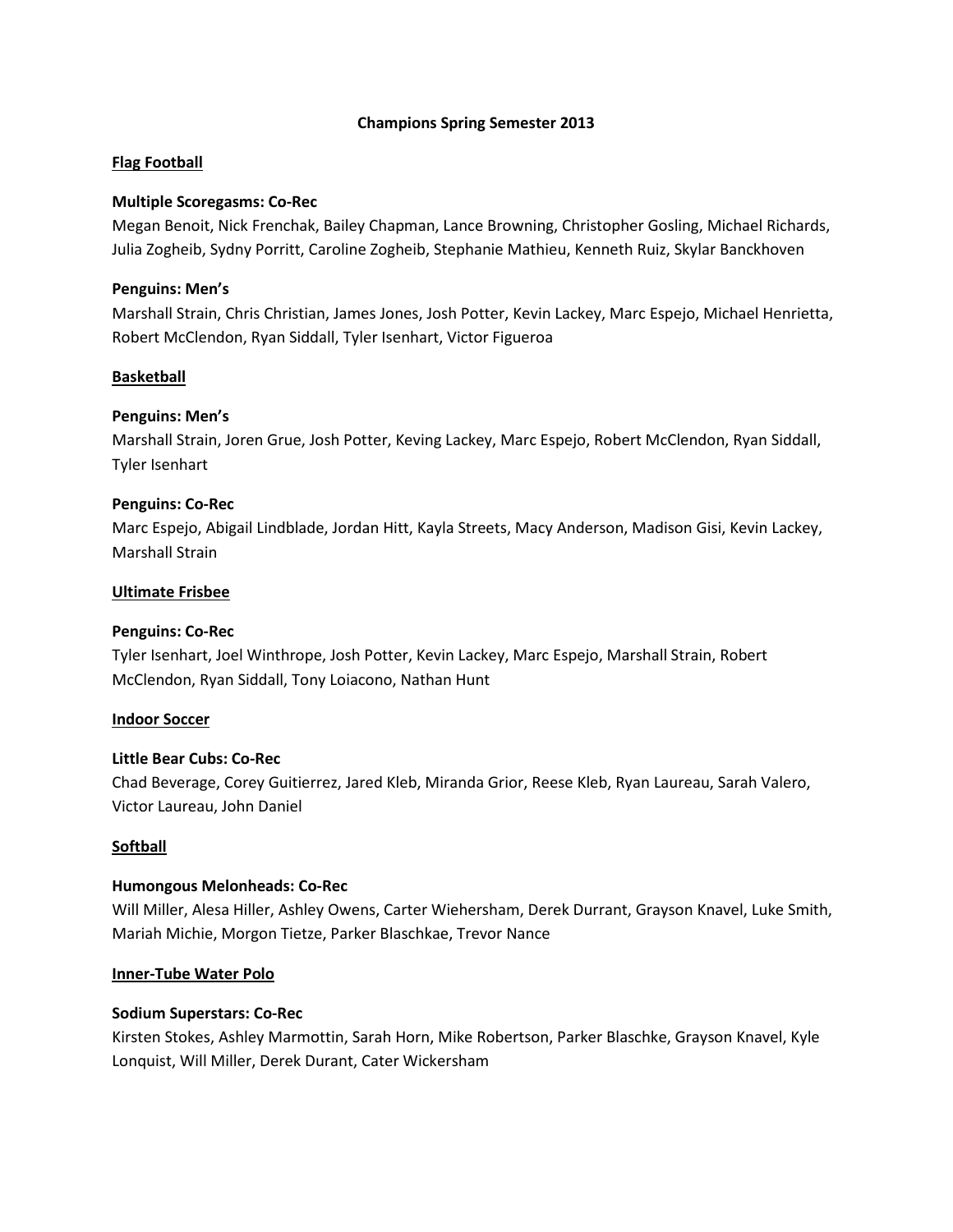**Champions Spring Semester 2013**

**Flag Football**

**Multiple Scoregasms: Co-Rec**
Megan Benoit, Nick Frenchak, Bailey Chapman, Lance Browning, Christopher Gosling, Michael Richards, Julia Zogheib, Sydny Porritt, Caroline Zogheib, Stephanie Mathieu, Kenneth Ruiz, Skylar Banckhoven

**Penguins: Men's**
Marshall Strain, Chris Christian, James Jones, Josh Potter, Kevin Lackey, Marc Espejo, Michael Henrietta, Robert McClendon, Ryan Siddall, Tyler Isenhart, Victor Figueroa

**Basketball**

**Penguins: Men's**
Marshall Strain, Joren Grue, Josh Potter, Keving Lackey, Marc Espejo, Robert McClendon, Ryan Siddall, Tyler Isenhart

**Penguins: Co-Rec**
Marc Espejo, Abigail Lindblade, Jordan Hitt, Kayla Streets, Macy Anderson, Madison Gisi, Kevin Lackey, Marshall Strain

**Ultimate Frisbee**

**Penguins: Co-Rec**
Tyler Isenhart, Joel Winthrope, Josh Potter, Kevin Lackey, Marc Espejo, Marshall Strain, Robert McClendon, Ryan Siddall, Tony Loiacono, Nathan Hunt

**Indoor Soccer**

**Little Bear Cubs: Co-Rec**
Chad Beverage, Corey Guitierrez, Jared Kleb, Miranda Grior, Reese Kleb, Ryan Laureau, Sarah Valero, Victor Laureau, John Daniel

**Softball**

**Humongous Melonheads: Co-Rec**
Will Miller, Alesa Hiller, Ashley Owens, Carter Wiehersham, Derek Durrant, Grayson Knavel, Luke Smith, Mariah Michie, Morgon Tietze, Parker Blaschkae, Trevor Nance

**Inner-Tube Water Polo**

**Sodium Superstars: Co-Rec**
Kirsten Stokes, Ashley Marmottin, Sarah Horn, Mike Robertson, Parker Blaschke, Grayson Knavel, Kyle Lonquist, Will Miller, Derek Durant, Cater Wickersham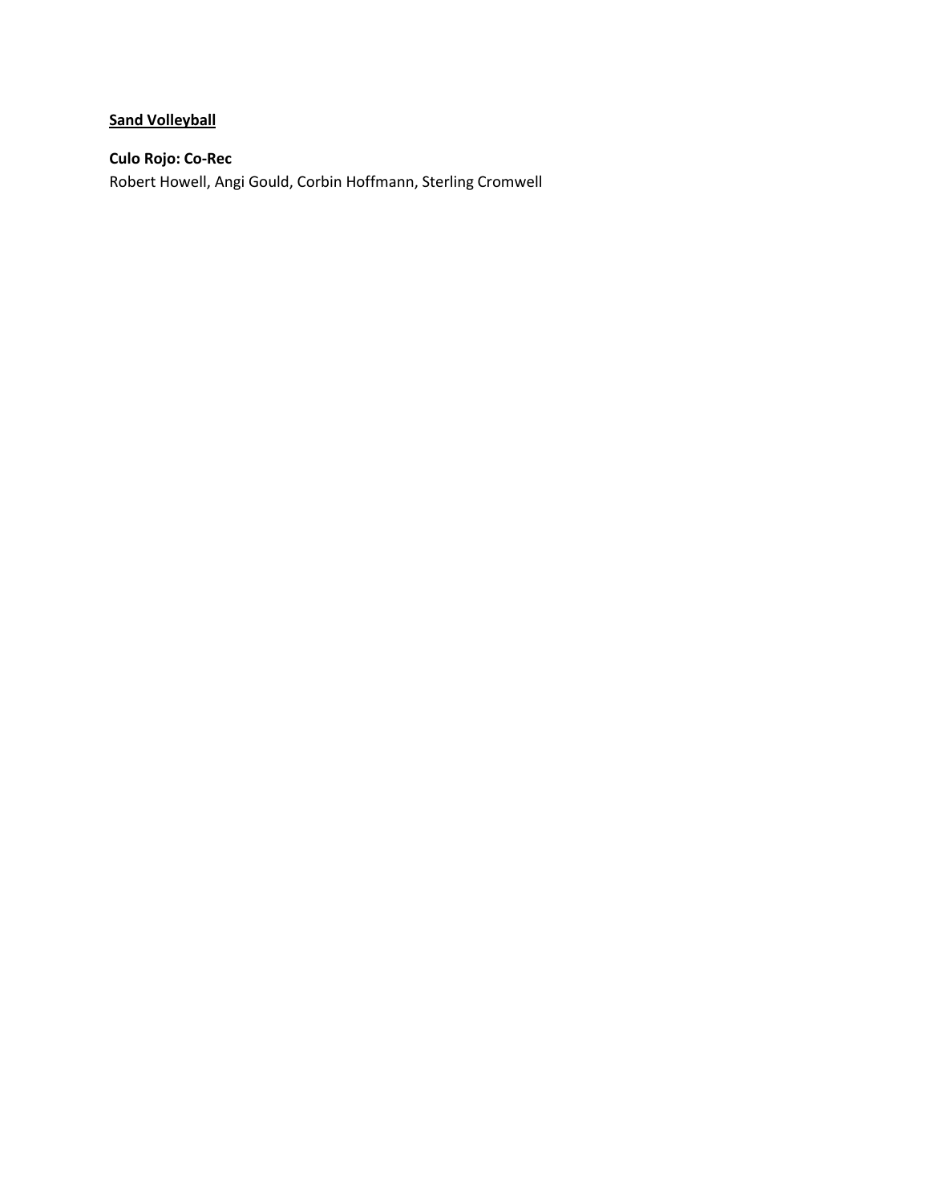**<u>Sand Volleyball</u>**

**Culo Rojo: Co-Rec**
Robert Howell, Angi Gould, Corbin Hoffmann, Sterling Cromwell